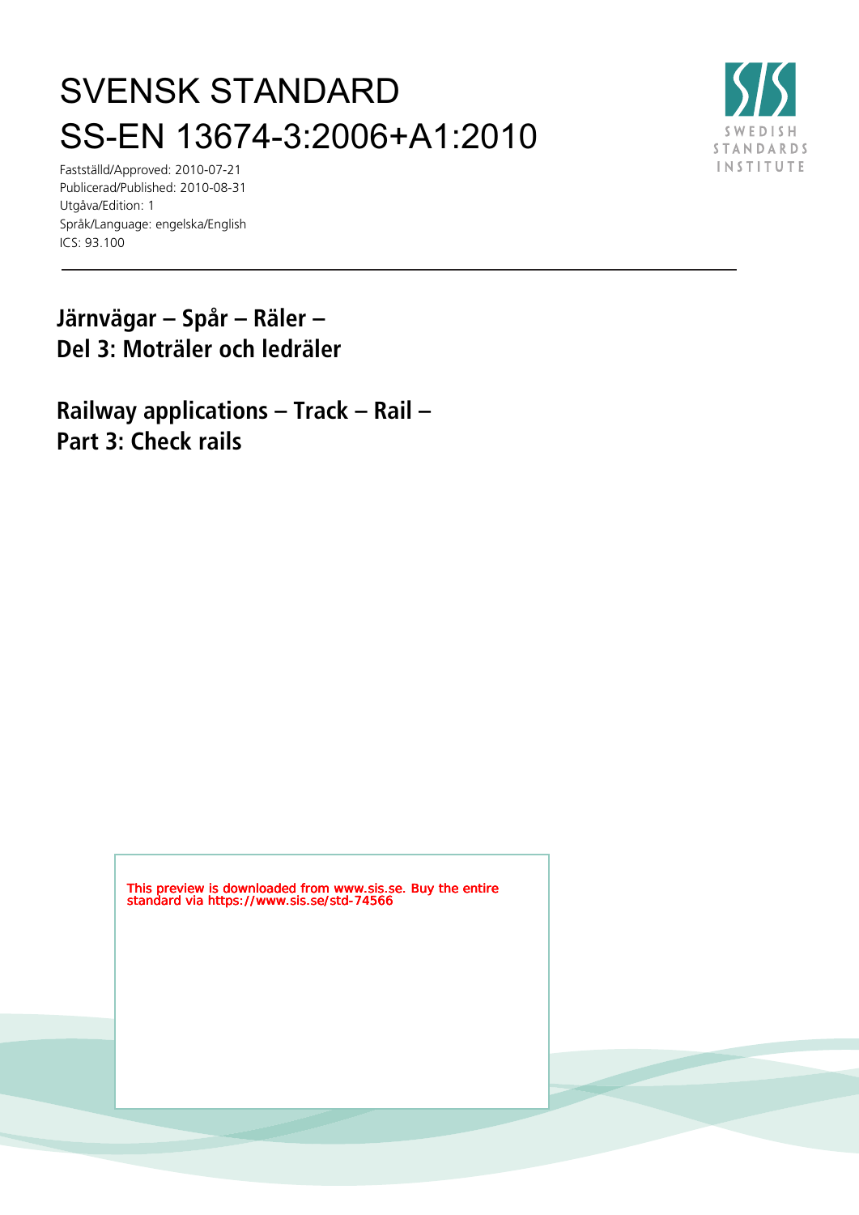# SVENSK STANDARD
# SS-EN 13674-3:2006+A1:2010

Fastställd/Approved: 2010-07-21
Publicerad/Published: 2010-08-31
Utgåva/Edition: 1
Språk/Language: engelska/English
ICS: 93.100

SWEDISH STANDARDS INSTITUTE

---

## Järnvägar – Spår – Räler – Del 3: Moträler och ledräler

## Railway applications – Track – Rail – Part 3: Check rails

This preview is downloaded from www.sis.se. Buy the entire standard via https://www.sis.se/std-74566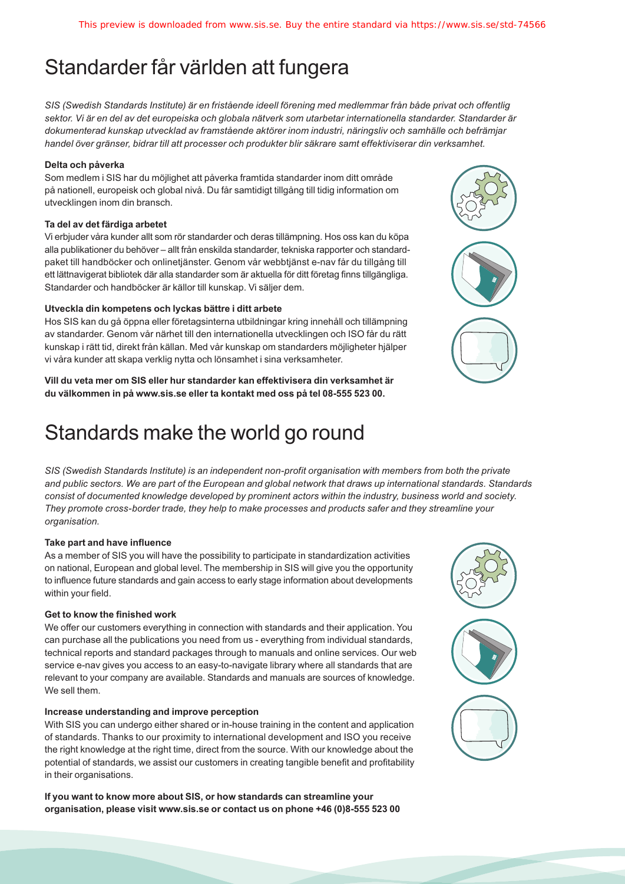This preview is downloaded from www.sis.se. Buy the entire standard via https://www.sis.se/std-74566

# Standarder får världen att fungera

*SIS (Swedish Standards Institute) är en fristående ideell förening med medlemmar från både privat och offentlig sektor. Vi är en del av det europeiska och globala nätverk som utarbetar internationella standarder. Standarder är dokumenterad kunskap utvecklad av framstående aktörer inom industri, näringsliv och samhälle och befrämjar handel över gränser, bidrar till att processer och produkter blir säkrare samt effektiviserar din verksamhet.*

**Delta och påverka**

Som medlem i SIS har du möjlighet att påverka framtida standarder inom ditt område på nationell, europeisk och global nivå. Du får samtidigt tillgång till tidig information om utvecklingen inom din bransch.

**Ta del av det färdiga arbetet**

Vi erbjuder våra kunder allt som rör standarder och deras tillämpning. Hos oss kan du köpa alla publikationer du behöver – allt från enskilda standarder, tekniska rapporter och standardpaket till handböcker och onlinetjänster. Genom vår webbtjänst e-nav får du tillgång till ett lättnavigerat bibliotek där alla standarder som är aktuella för ditt företag finns tillgängliga. Standarder och handböcker är källor till kunskap. Vi säljer dem.

**Utveckla din kompetens och lyckas bättre i ditt arbete**

Hos SIS kan du gå öppna eller företagsinterna utbildningar kring innehåll och tillämpning av standarder. Genom vår närhet till den internationella utvecklingen och ISO får du rätt kunskap i rätt tid, direkt från källan. Med vår kunskap om standarders möjligheter hjälper vi våra kunder att skapa verklig nytta och lönsamhet i sina verksamheter.

**Vill du veta mer om SIS eller hur standarder kan effektivisera din verksamhet är du välkommen in på www.sis.se eller ta kontakt med oss på tel 08-555 523 00.**

# Standards make the world go round

*SIS (Swedish Standards Institute) is an independent non-profit organisation with members from both the private and public sectors. We are part of the European and global network that draws up international standards. Standards consist of documented knowledge developed by prominent actors within the industry, business world and society. They promote cross-border trade, they help to make processes and products safer and they streamline your organisation.*

**Take part and have influence**

As a member of SIS you will have the possibility to participate in standardization activities on national, European and global level. The membership in SIS will give you the opportunity to influence future standards and gain access to early stage information about developments within your field.

**Get to know the finished work**

We offer our customers everything in connection with standards and their application. You can purchase all the publications you need from us - everything from individual standards, technical reports and standard packages through to manuals and online services. Our web service e-nav gives you access to an easy-to-navigate library where all standards that are relevant to your company are available. Standards and manuals are sources of knowledge. We sell them.

**Increase understanding and improve perception**

With SIS you can undergo either shared or in-house training in the content and application of standards. Thanks to our proximity to international development and ISO you receive the right knowledge at the right time, direct from the source. With our knowledge about the potential of standards, we assist our customers in creating tangible benefit and profitability in their organisations.

**If you want to know more about SIS, or how standards can streamline your organisation, please visit www.sis.se or contact us on phone +46 (0)8-555 523 00**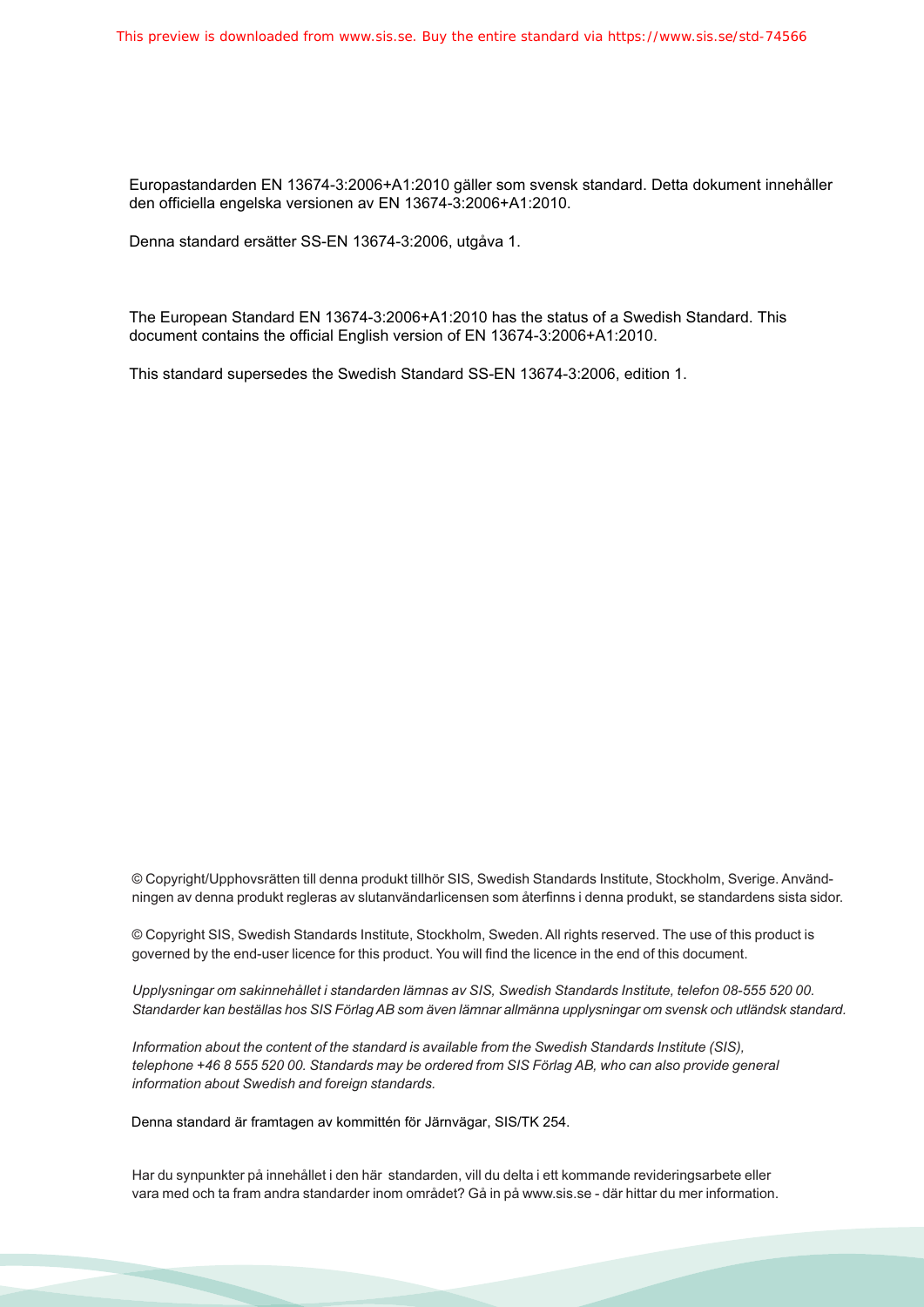Europastandarden EN 13674-3:2006+A1:2010 gäller som svensk standard. Detta dokument innehåller den officiella engelska versionen av EN 13674-3:2006+A1:2010.

Denna standard ersätter SS-EN 13674-3:2006, utgåva 1.

The European Standard EN 13674-3:2006+A1:2010 has the status of a Swedish Standard. This document contains the official English version of EN 13674-3:2006+A1:2010.

This standard supersedes the Swedish Standard SS-EN 13674-3:2006, edition 1.

© Copyright/Upphovsrätten till denna produkt tillhör SIS, Swedish Standards Institute, Stockholm, Sverige. Användningen av denna produkt regleras av slutanvändarlicensen som återfinns i denna produkt, se standardens sista sidor.

© Copyright SIS, Swedish Standards Institute, Stockholm, Sweden. All rights reserved. The use of this product is governed by the end-user licence for this product. You will find the licence in the end of this document.

*Upplysningar om sakinnehållet i standarden lämnas av SIS, Swedish Standards Institute, telefon 08-555 520 00. Standarder kan beställas hos SIS Förlag AB som även lämnar allmänna upplysningar om svensk och utländsk standard.*

*Information about the content of the standard is available from the Swedish Standards Institute (SIS), telephone +46 8 555 520 00. Standards may be ordered from SIS Förlag AB, who can also provide general information about Swedish and foreign standards.*

Denna standard är framtagen av kommittén för Järnvägar, SIS/TK 254.

Har du synpunkter på innehållet i den här standarden, vill du delta i ett kommande revideringsarbete eller vara med och ta fram andra standarder inom området? Gå in på www.sis.se - där hittar du mer information.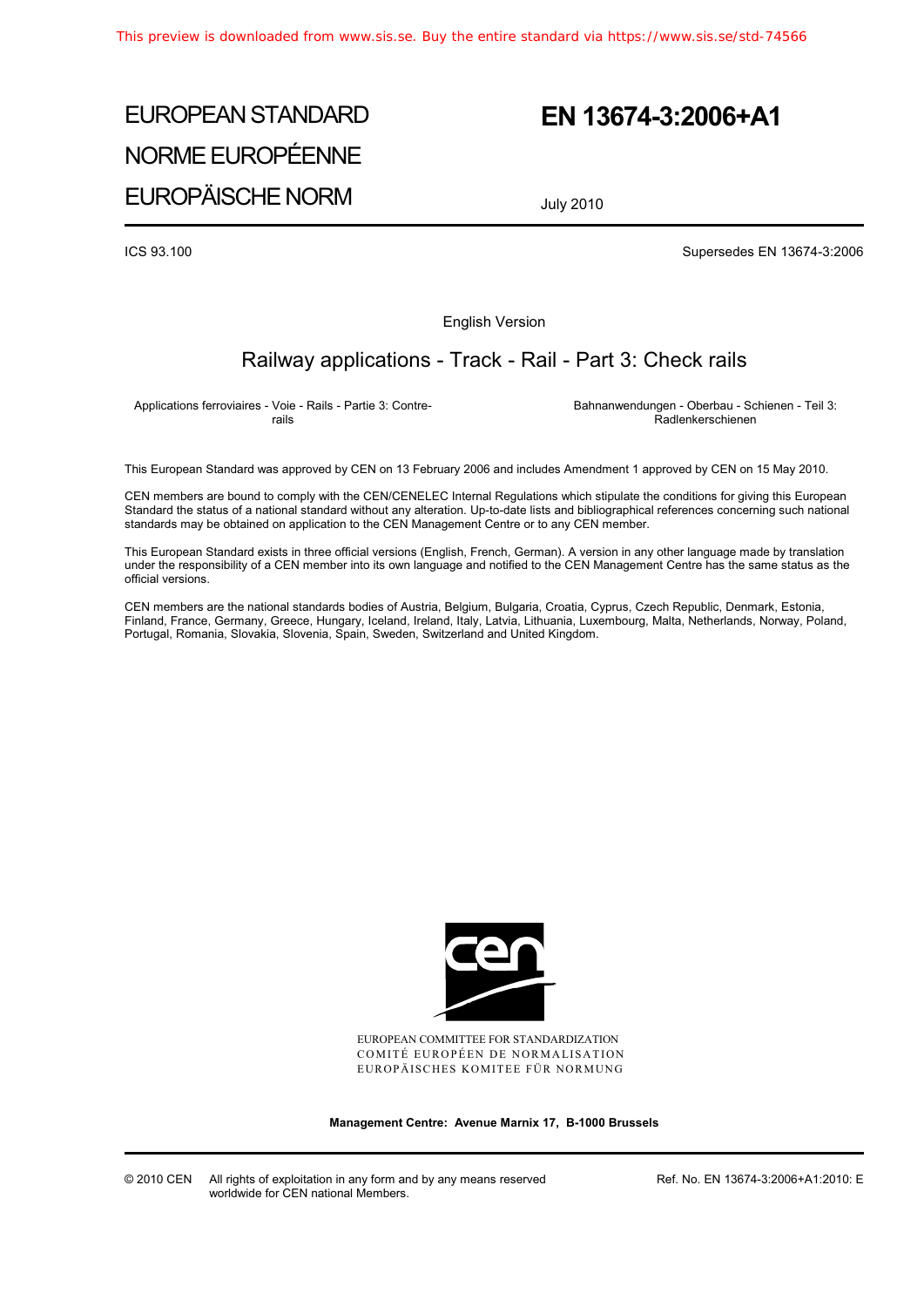# EUROPEAN STANDARD
# NORME EUROPÉENNE
# EUROPÄISCHE NORM

**EN 13674-3:2006+A1**

July 2010

ICS 93.100

Supersedes EN 13674-3:2006

English Version

## Railway applications - Track - Rail - Part 3: Check rails

Applications ferroviaires - Voie - Rails - Partie 3: Contre-rails

Bahnanwendungen - Oberbau - Schienen - Teil 3: Radlenkerschienen

This European Standard was approved by CEN on 13 February 2006 and includes Amendment 1 approved by CEN on 15 May 2010.

CEN members are bound to comply with the CEN/CENELEC Internal Regulations which stipulate the conditions for giving this European Standard the status of a national standard without any alteration. Up-to-date lists and bibliographical references concerning such national standards may be obtained on application to the CEN Management Centre or to any CEN member.

This European Standard exists in three official versions (English, French, German). A version in any other language made by translation under the responsibility of a CEN member into its own language and notified to the CEN Management Centre has the same status as the official versions.

CEN members are the national standards bodies of Austria, Belgium, Bulgaria, Croatia, Cyprus, Czech Republic, Denmark, Estonia, Finland, France, Germany, Greece, Hungary, Iceland, Ireland, Italy, Latvia, Lithuania, Luxembourg, Malta, Netherlands, Norway, Poland, Portugal, Romania, Slovakia, Slovenia, Spain, Sweden, Switzerland and United Kingdom.

EUROPEAN COMMITTEE FOR STANDARDIZATION
COMITÉ EUROPÉEN DE NORMALISATION
EUROPÄISCHES KOMITEE FÜR NORMUNG

**Management Centre: Avenue Marnix 17, B-1000 Brussels**

© 2010 CEN All rights of exploitation in any form and by any means reserved worldwide for CEN national Members.

Ref. No. EN 13674-3:2006+A1:2010: E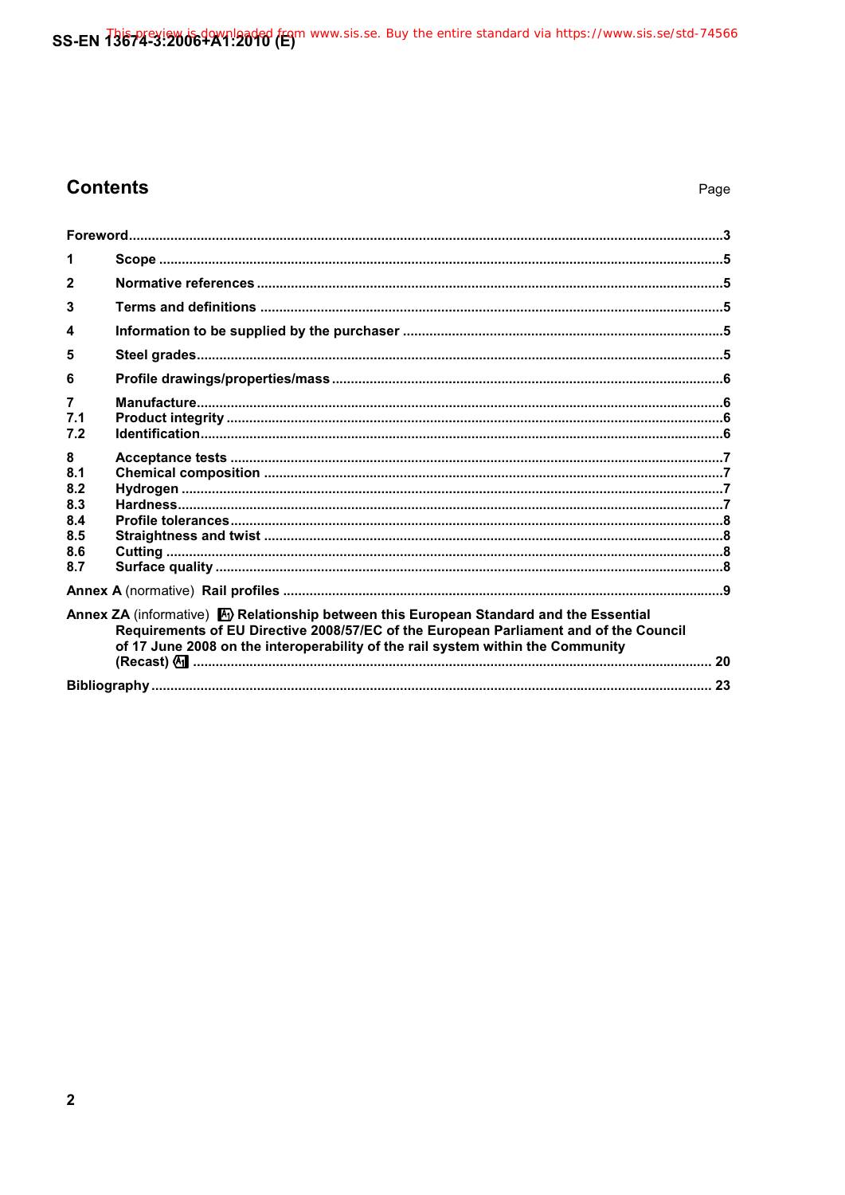# Contents

| | | Page |
|---|---|---|
| **Foreword** | | 3 |
| **1** | **Scope** | 5 |
| **2** | **Normative references** | 5 |
| **3** | **Terms and definitions** | 5 |
| **4** | **Information to be supplied by the purchaser** | 5 |
| **5** | **Steel grades** | 5 |
| **6** | **Profile drawings/properties/mass** | 6 |
| **7** | **Manufacture** | 6 |
| **7.1** | **Product integrity** | 6 |
| **7.2** | **Identification** | 6 |
| **8** | **Acceptance tests** | 7 |
| **8.1** | **Chemical composition** | 7 |
| **8.2** | **Hydrogen** | 7 |
| **8.3** | **Hardness** | 7 |
| **8.4** | **Profile tolerances** | 8 |
| **8.5** | **Straightness and twist** | 8 |
| **8.6** | **Cutting** | 8 |
| **8.7** | **Surface quality** | 8 |
| **Annex A** (normative) **Rail profiles** | | 9 |
| **Annex ZA** (informative) A1 **Relationship between this European Standard and the Essential Requirements of EU Directive 2008/57/EC of the European Parliament and of the Council of 17 June 2008 on the interoperability of the rail system within the Community (Recast)** A1 | | 20 |
| **Bibliography** | | 23 |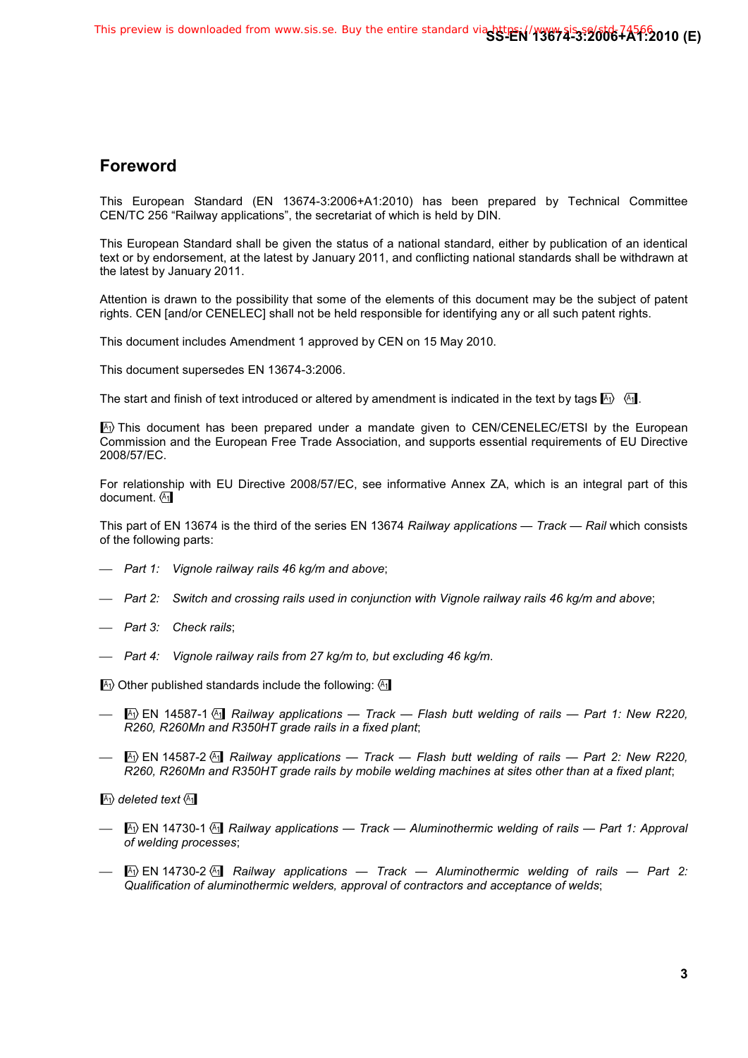## Foreword

This European Standard (EN 13674-3:2006+A1:2010) has been prepared by Technical Committee CEN/TC 256 "Railway applications", the secretariat of which is held by DIN.

This European Standard shall be given the status of a national standard, either by publication of an identical text or by endorsement, at the latest by January 2011, and conflicting national standards shall be withdrawn at the latest by January 2011.

Attention is drawn to the possibility that some of the elements of this document may be the subject of patent rights. CEN [and/or CENELEC] shall not be held responsible for identifying any or all such patent rights.

This document includes Amendment 1 approved by CEN on 15 May 2010.

This document supersedes EN 13674-3:2006.

The start and finish of text introduced or altered by amendment is indicated in the text by tags [A1) (A1].

[A1) This document has been prepared under a mandate given to CEN/CENELEC/ETSI by the European Commission and the European Free Trade Association, and supports essential requirements of EU Directive 2008/57/EC.

For relationship with EU Directive 2008/57/EC, see informative Annex ZA, which is an integral part of this document. (A1]

This part of EN 13674 is the third of the series EN 13674 *Railway applications — Track — Rail* which consists of the following parts:

— *Part 1: Vignole railway rails 46 kg/m and above*;

— *Part 2: Switch and crossing rails used in conjunction with Vignole railway rails 46 kg/m and above*;

— *Part 3: Check rails*;

— *Part 4: Vignole railway rails from 27 kg/m to, but excluding 46 kg/m*.

[A1) Other published standards include the following: (A1]

— [A1) EN 14587-1 (A1] *Railway applications — Track — Flash butt welding of rails — Part 1: New R220, R260, R260Mn and R350HT grade rails in a fixed plant*;

— [A1) EN 14587-2 (A1] *Railway applications — Track — Flash butt welding of rails — Part 2: New R220, R260, R260Mn and R350HT grade rails by mobile welding machines at sites other than at a fixed plant*;

[A1) *deleted text* (A1]

— [A1) EN 14730-1 (A1] *Railway applications — Track — Aluminothermic welding of rails — Part 1: Approval of welding processes*;

— [A1) EN 14730-2 (A1] *Railway applications — Track — Aluminothermic welding of rails — Part 2: Qualification of aluminothermic welders, approval of contractors and acceptance of welds*;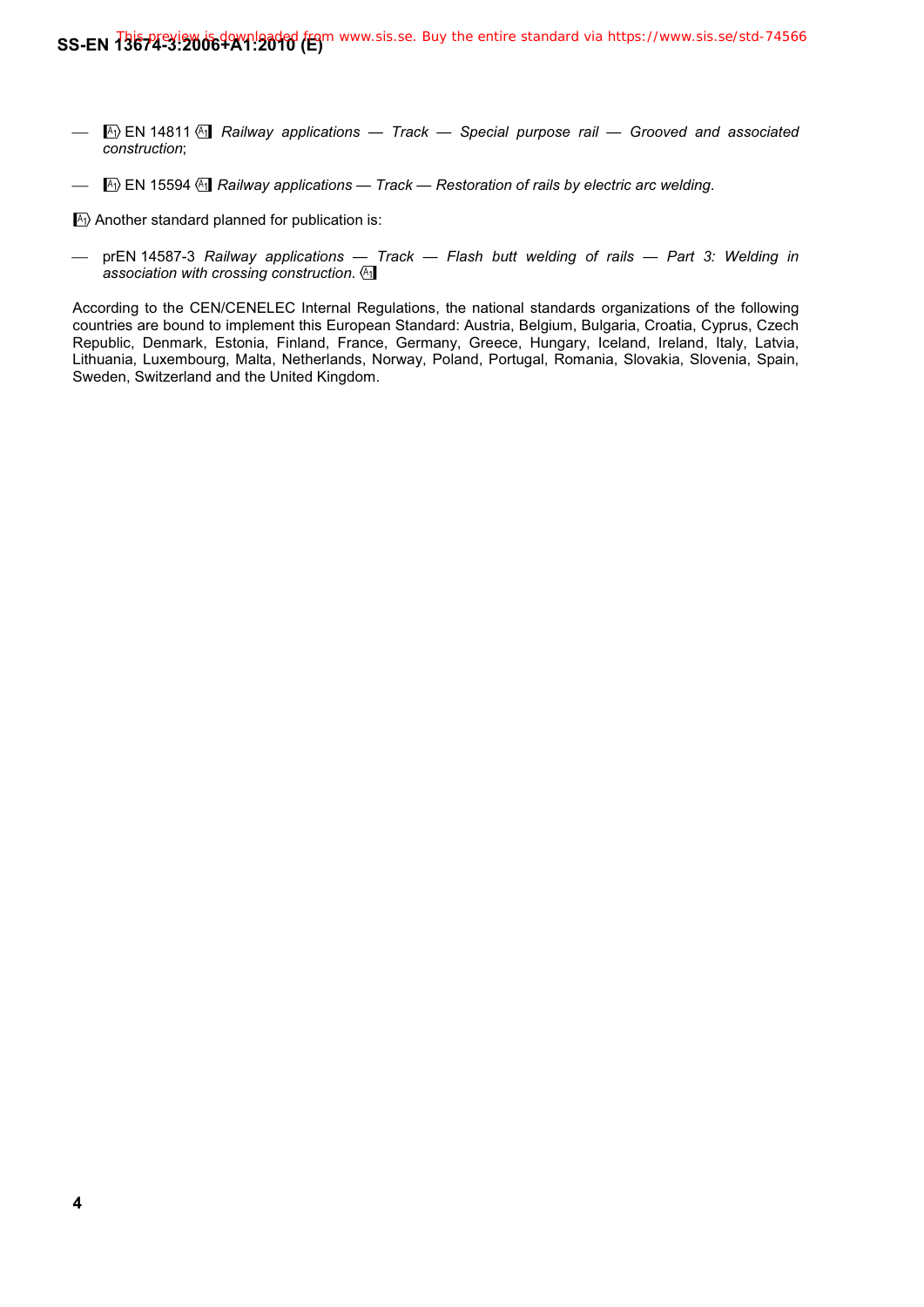- !A1) EN 14811 (A1! *Railway applications — Track — Special purpose rail — Grooved and associated construction*;
- !A1) EN 15594 (A1! *Railway applications — Track — Restoration of rails by electric arc welding*.

!A1) Another standard planned for publication is:

- prEN 14587-3 *Railway applications — Track — Flash butt welding of rails — Part 3: Welding in association with crossing construction*. (A1!

According to the CEN/CENELEC Internal Regulations, the national standards organizations of the following countries are bound to implement this European Standard: Austria, Belgium, Bulgaria, Croatia, Cyprus, Czech Republic, Denmark, Estonia, Finland, France, Germany, Greece, Hungary, Iceland, Ireland, Italy, Latvia, Lithuania, Luxembourg, Malta, Netherlands, Norway, Poland, Portugal, Romania, Slovakia, Slovenia, Spain, Sweden, Switzerland and the United Kingdom.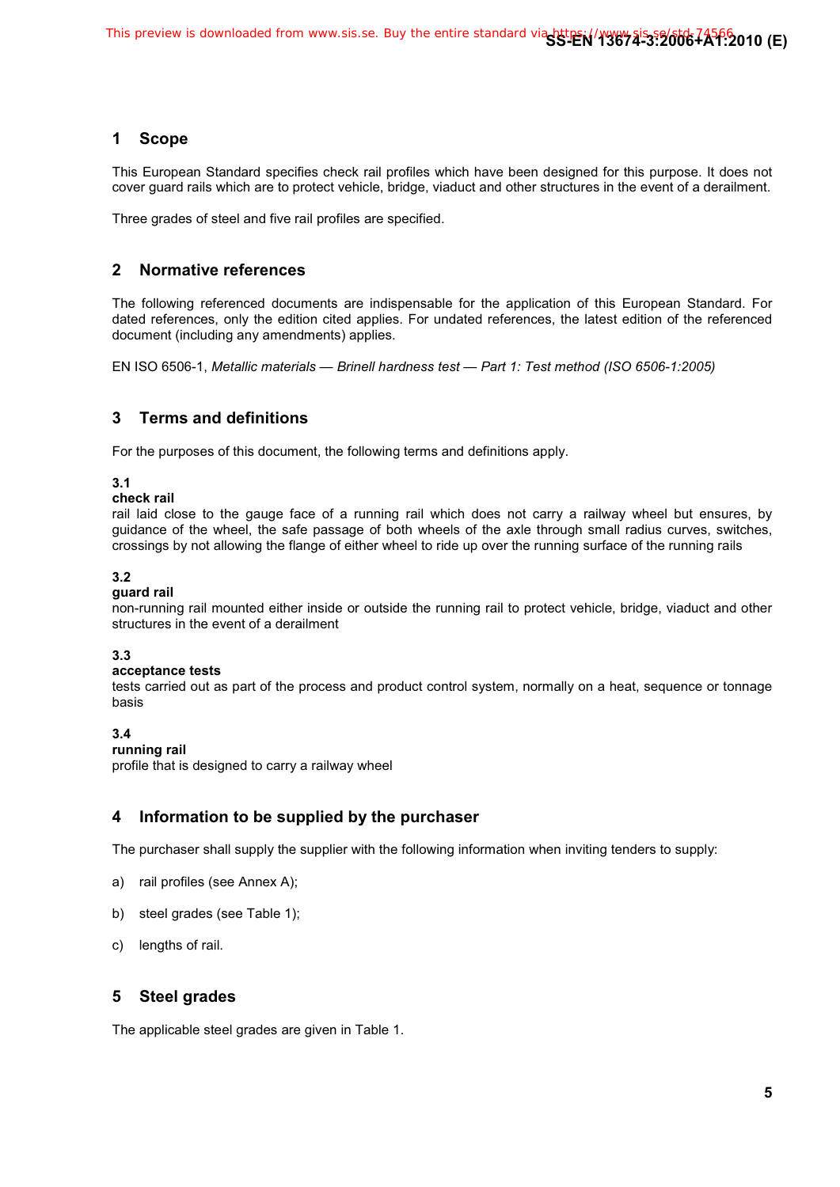## 1 Scope

This European Standard specifies check rail profiles which have been designed for this purpose. It does not cover guard rails which are to protect vehicle, bridge, viaduct and other structures in the event of a derailment.

Three grades of steel and five rail profiles are specified.

## 2 Normative references

The following referenced documents are indispensable for the application of this European Standard. For dated references, only the edition cited applies. For undated references, the latest edition of the referenced document (including any amendments) applies.

EN ISO 6506-1, *Metallic materials — Brinell hardness test — Part 1: Test method (ISO 6506-1:2005)*

## 3 Terms and definitions

For the purposes of this document, the following terms and definitions apply.

**3.1**
**check rail**
rail laid close to the gauge face of a running rail which does not carry a railway wheel but ensures, by guidance of the wheel, the safe passage of both wheels of the axle through small radius curves, switches, crossings by not allowing the flange of either wheel to ride up over the running surface of the running rails

**3.2**
**guard rail**
non-running rail mounted either inside or outside the running rail to protect vehicle, bridge, viaduct and other structures in the event of a derailment

**3.3**
**acceptance tests**
tests carried out as part of the process and product control system, normally on a heat, sequence or tonnage basis

**3.4**
**running rail**
profile that is designed to carry a railway wheel

## 4 Information to be supplied by the purchaser

The purchaser shall supply the supplier with the following information when inviting tenders to supply:

a) rail profiles (see Annex A);

b) steel grades (see Table 1);

c) lengths of rail.

## 5 Steel grades

The applicable steel grades are given in Table 1.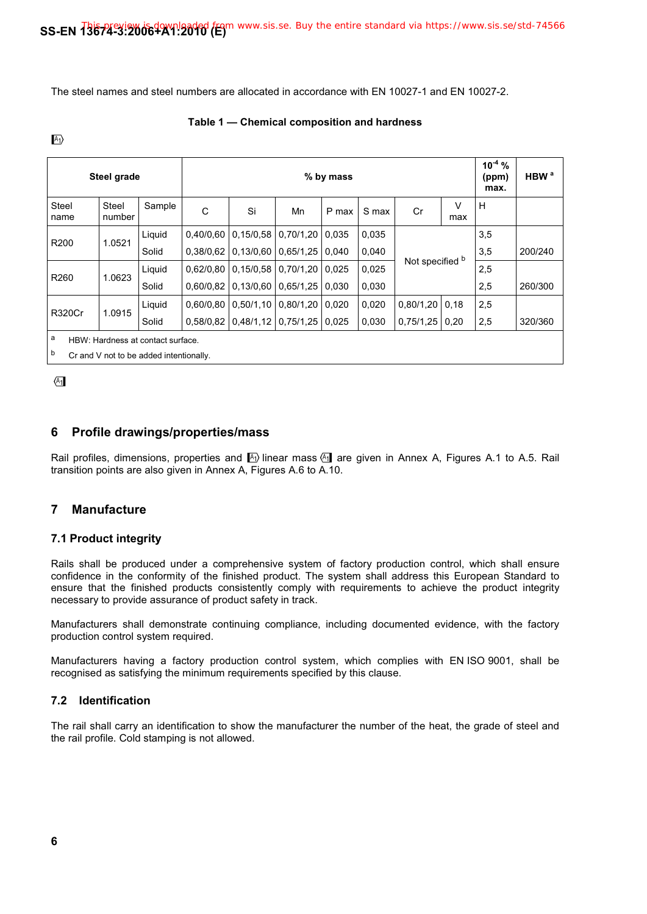The steel names and steel numbers are allocated in accordance with EN 10027-1 and EN 10027-2.

**Table 1 — Chemical composition and hardness**

A1

| Steel grade | | | % by mass | | | | | | | $10^{-4}$ % (ppm) max. | HBW [a] |
|---|---|---|---|---|---|---|---|---|---|---|---|
| Steel name | Steel number | Sample | C | Si | Mn | P max | S max | Cr | V max | H | |
| R200 | 1.0521 | Liquid | 0,40/0,60 | 0,15/0,58 | 0,70/1,20 | 0,035 | 0,035 | Not specified [b] | | 3,5 | |
| | | Solid | 0,38/0,62 | 0,13/0,60 | 0,65/1,25 | 0,040 | 0,040 | | | 3,5 | 200/240 |
| R260 | 1.0623 | Liquid | 0,62/0,80 | 0,15/0,58 | 0,70/1,20 | 0,025 | 0,025 | | | 2,5 | |
| | | Solid | 0,60/0,82 | 0,13/0,60 | 0,65/1,25 | 0,030 | 0,030 | | | 2,5 | 260/300 |
| R320Cr | 1.0915 | Liquid | 0,60/0,80 | 0,50/1,10 | 0,80/1,20 | 0,020 | 0,020 | 0,80/1,20 | 0,18 | 2,5 | |
| | | Solid | 0,58/0,82 | 0,48/1,12 | 0,75/1,25 | 0,025 | 0,030 | 0,75/1,25 | 0,20 | 2,5 | 320/360 |

[a] HBW: Hardness at contact surface.

[b] Cr and V not to be added intentionally.

A1

## 6 Profile drawings/properties/mass

Rail profiles, dimensions, properties and A1 linear mass A1 are given in Annex A, Figures A.1 to A.5. Rail transition points are also given in Annex A, Figures A.6 to A.10.

## 7 Manufacture

### 7.1 Product integrity

Rails shall be produced under a comprehensive system of factory production control, which shall ensure confidence in the conformity of the finished product. The system shall address this European Standard to ensure that the finished products consistently comply with requirements to achieve the product integrity necessary to provide assurance of product safety in track.

Manufacturers shall demonstrate continuing compliance, including documented evidence, with the factory production control system required.

Manufacturers having a factory production control system, which complies with EN ISO 9001, shall be recognised as satisfying the minimum requirements specified by this clause.

### 7.2 Identification

The rail shall carry an identification to show the manufacturer the number of the heat, the grade of steel and the rail profile. Cold stamping is not allowed.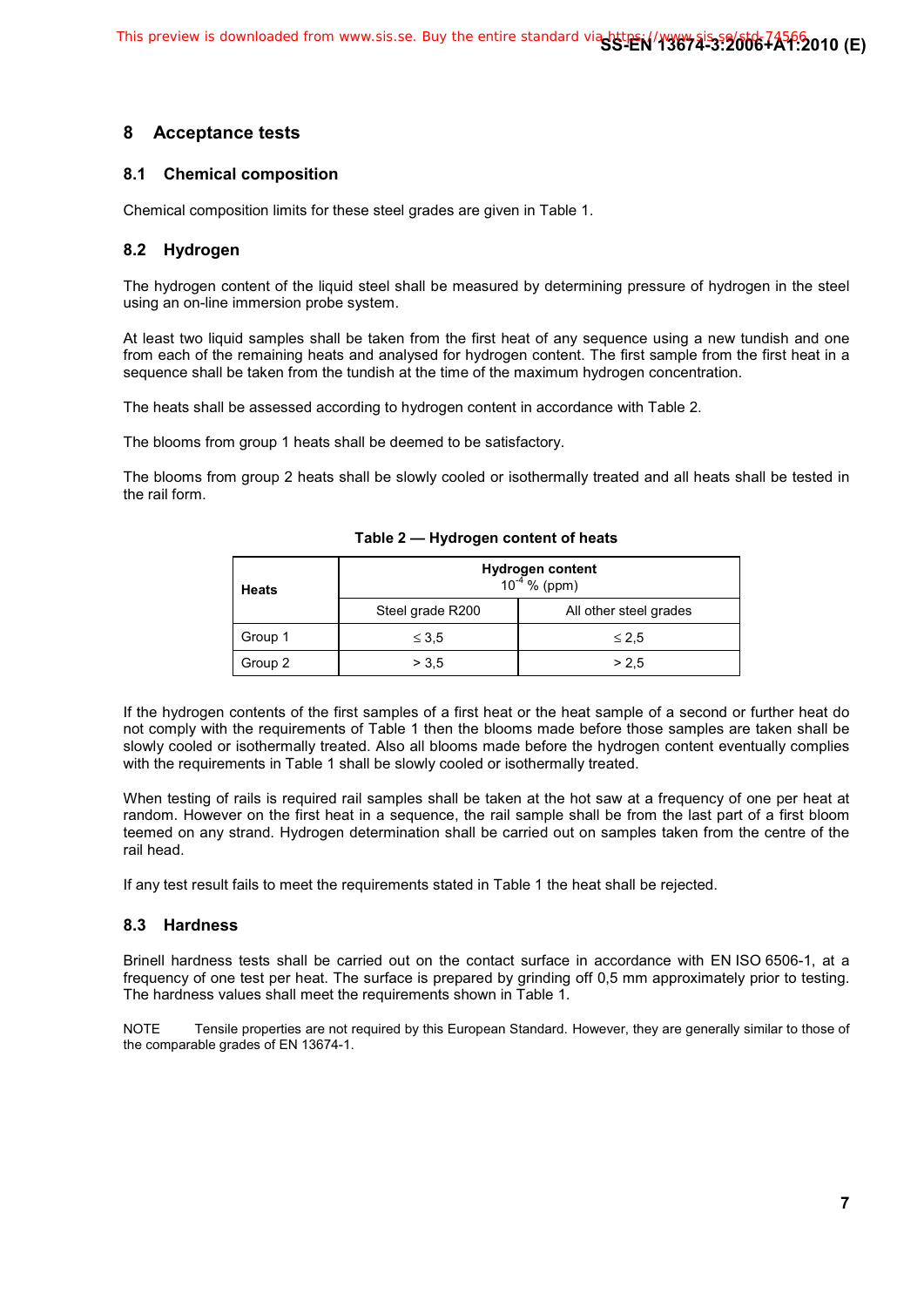# 8 Acceptance tests

## 8.1 Chemical composition

Chemical composition limits for these steel grades are given in Table 1.

## 8.2 Hydrogen

The hydrogen content of the liquid steel shall be measured by determining pressure of hydrogen in the steel using an on-line immersion probe system.

At least two liquid samples shall be taken from the first heat of any sequence using a new tundish and one from each of the remaining heats and analysed for hydrogen content. The first sample from the first heat in a sequence shall be taken from the tundish at the time of the maximum hydrogen concentration.

The heats shall be assessed according to hydrogen content in accordance with Table 2.

The blooms from group 1 heats shall be deemed to be satisfactory.

The blooms from group 2 heats shall be slowly cooled or isothermally treated and all heats shall be tested in the rail form.

**Table 2 — Hydrogen content of heats**

| Heats | Hydrogen content $10^{-4}$ % (ppm) | |
|---|---|---|
| | Steel grade R200 | All other steel grades |
| Group 1 | $\leq 3,5$ | $\leq 2,5$ |
| Group 2 | $> 3,5$ | $> 2,5$ |

If the hydrogen contents of the first samples of a first heat or the heat sample of a second or further heat do not comply with the requirements of Table 1 then the blooms made before those samples are taken shall be slowly cooled or isothermally treated. Also all blooms made before the hydrogen content eventually complies with the requirements in Table 1 shall be slowly cooled or isothermally treated.

When testing of rails is required rail samples shall be taken at the hot saw at a frequency of one per heat at random. However on the first heat in a sequence, the rail sample shall be from the last part of a first bloom teemed on any strand. Hydrogen determination shall be carried out on samples taken from the centre of the rail head.

If any test result fails to meet the requirements stated in Table 1 the heat shall be rejected.

## 8.3 Hardness

Brinell hardness tests shall be carried out on the contact surface in accordance with EN ISO 6506-1, at a frequency of one test per heat. The surface is prepared by grinding off 0,5 mm approximately prior to testing. The hardness values shall meet the requirements shown in Table 1.

NOTE Tensile properties are not required by this European Standard. However, they are generally similar to those of the comparable grades of EN 13674-1.